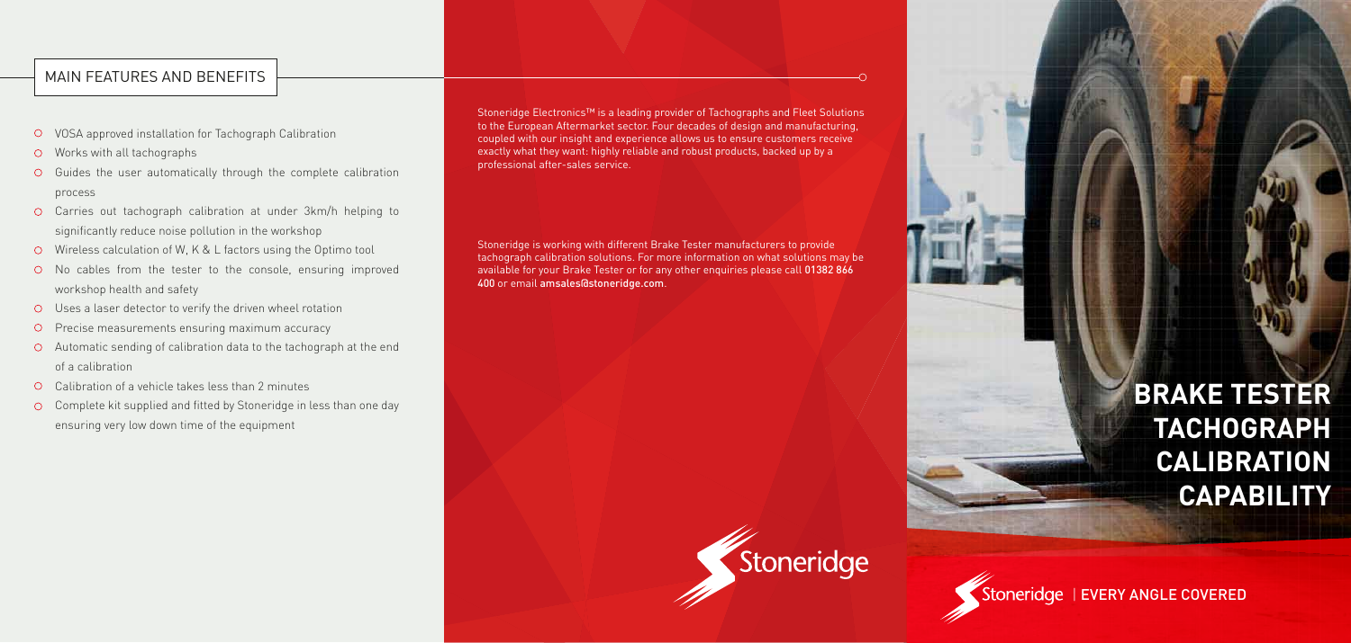## MAIN FEATURES AND BENEFITS

- VOSA approved installation for Tachograph Calibration
- Works with all tachographs
- Guides the user automatically through the complete calibration process
- Carries out tachograph calibration at under 3km/h helping to significantly reduce noise pollution in the workshop
- Wireless calculation of W, K & L factors using the Optimo tool
- No cables from the tester to the console, ensuring improved workshop health and safety
- Uses a laser detector to verify the driven wheel rotation
- Precise measurements ensuring maximum accuracy
- Automatic sending of calibration data to the tachograph at the end of a calibration
- Calibration of a vehicle takes less than 2 minutes
- Complete kit supplied and fitted by Stoneridge in less than one day ensuring very low down time of the equipment

Stoneridge Electronics™ is a leading provider of Tachographs and Fleet Solutions to the European Aftermarket sector. Four decades of design and manufacturing, coupled with our insight and experience allows us to ensure customers receive exactly what they want: highly reliable and robust products, backed up by a professional after-sales service.

Stoneridge is working with different Brake Tester manufacturers to provide tachograph calibration solutions. For more information on what solutions may be available for your Brake Tester or for any other enquiries please call **01382 866 400** or email **amsales@stoneridge.com**.

Stoneridge

# BRAKE TESTER TACHOGRAPH CALIBRATION CAPABILITY

Stoneridge | EVERY ANGLE COVERED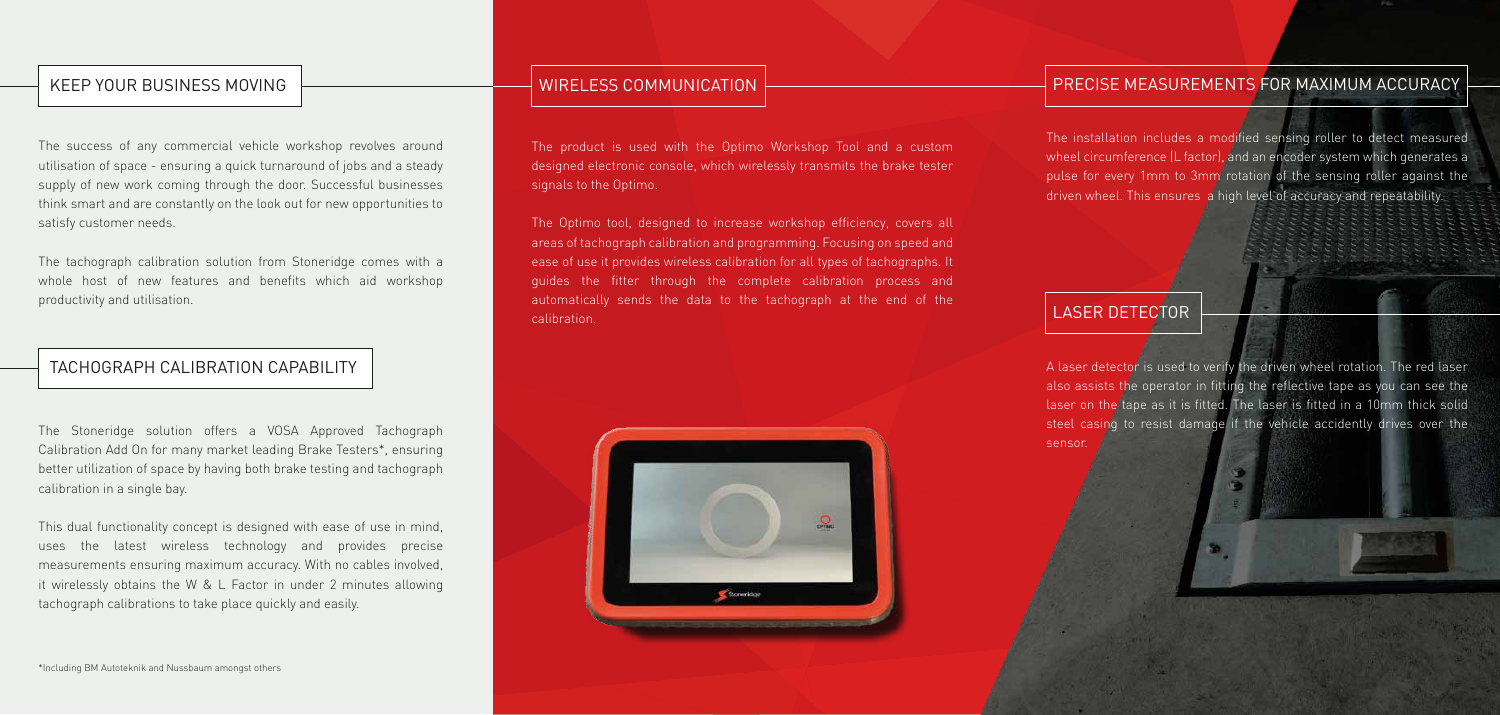## KEEP YOUR BUSINESS MOVING

The success of any commercial vehicle workshop revolves around utilisation of space - ensuring a quick turnaround of jobs and a steady supply of new work coming through the door. Successful businesses think smart and are constantly on the look out for new opportunities to satisfy customer needs.

The tachograph calibration solution from Stoneridge comes with a whole host of new features and benefits which aid workshop productivity and utilisation.

## TACHOGRAPH CALIBRATION CAPABILITY

The Stoneridge solution offers a VOSA Approved Tachograph Calibration Add On for many market leading Brake Testers*, ensuring better utilization of space by having both brake testing and tachograph calibration in a single bay.

This dual functionality concept is designed with ease of use in mind, uses the latest wireless technology and provides precise measurements ensuring maximum accuracy. With no cables involved, it wirelessly obtains the W & L Factor in under 2 minutes allowing tachograph calibrations to take place quickly and easily.

*Including BM Autoteknik and Nussbaum amongst others

## WIRELESS COMMUNICATION

The product is used with the Optimo Workshop Tool and a custom designed electronic console, which wirelessly transmits the brake tester signals to the Optimo.

The Optimo tool, designed to increase workshop efficiency, covers all areas of tachograph calibration and programming. Focusing on speed and ease of use it provides wireless calibration for all types of tachographs. It guides the fitter through the complete calibration process and automatically sends the data to the tachograph at the end of the calibration.

## PRECISE MEASUREMENTS FOR MAXIMUM ACCURACY

The installation includes a modified sensing roller to detect measured wheel circumference (L factor), and an encoder system which generates a pulse for every 1mm to 3mm rotation of the sensing roller against the driven wheel. This ensures a high level of accuracy and repeatability.

## LASER DETECTOR

A laser detector is used to verify the driven wheel rotation. The red laser also assists the operator in fitting the reflective tape as you can see the laser on the tape as it is fitted. The laser is fitted in a 10mm thick solid steel casing to resist damage if the vehicle accidently drives over the sensor.